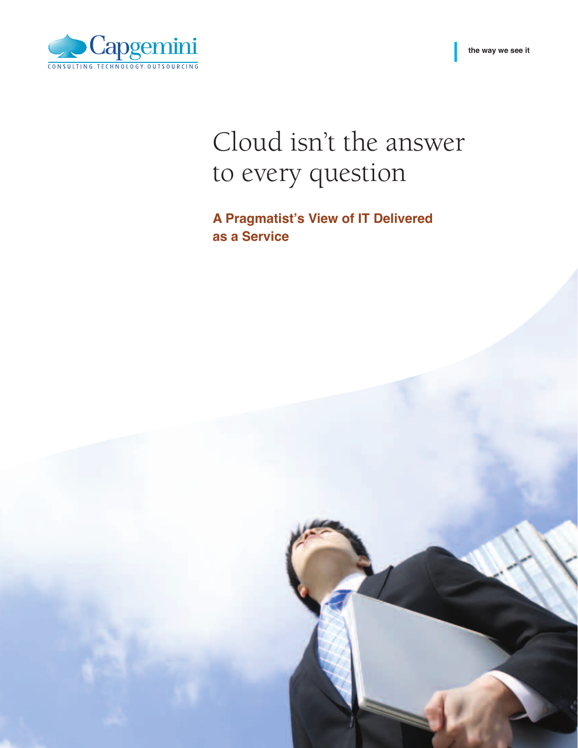Capgemini

CONSULTING.TECHNOLOGY.OUTSOURCING

the way we see it

# Cloud isn't the answer to every question

## A Pragmatist's View of IT Delivered as a Service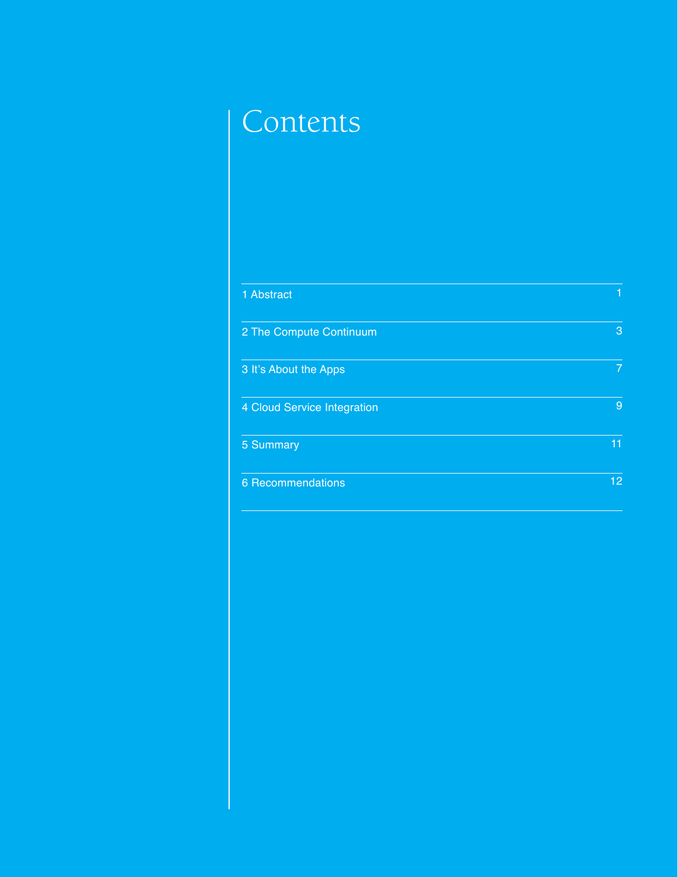# Contents

| | |
|---|---|
| 1 Abstract | 1 |
| 2 The Compute Continuum | 3 |
| 3 It's About the Apps | 7 |
| 4 Cloud Service Integration | 9 |
| 5 Summary | 11 |
| 6 Recommendations | 12 |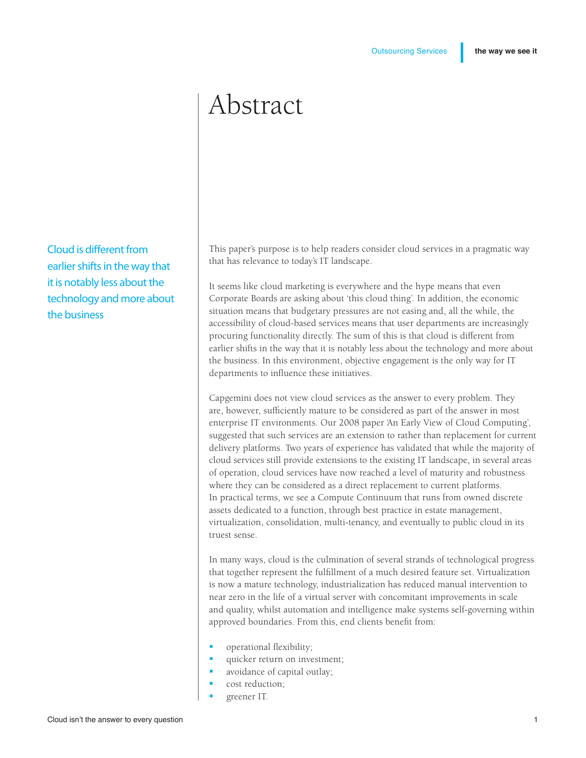# Abstract

> Cloud is different from earlier shifts in the way that it is notably less about the technology and more about the business

This paper's purpose is to help readers consider cloud services in a pragmatic way that has relevance to today's IT landscape.

It seems like cloud marketing is everywhere and the hype means that even Corporate Boards are asking about 'this cloud thing'. In addition, the economic situation means that budgetary pressures are not easing and, all the while, the accessibility of cloud-based services means that user departments are increasingly procuring functionality directly. The sum of this is that cloud is different from earlier shifts in the way that it is notably less about the technology and more about the business. In this environment, objective engagement is the only way for IT departments to influence these initiatives.

Capgemini does not view cloud services as the answer to every problem. They are, however, sufficiently mature to be considered as part of the answer in most enterprise IT environments. Our 2008 paper 'An Early View of Cloud Computing', suggested that such services are an extension to rather than replacement for current delivery platforms. Two years of experience has validated that while the majority of cloud services still provide extensions to the existing IT landscape, in several areas of operation, cloud services have now reached a level of maturity and robustness where they can be considered as a direct replacement to current platforms. In practical terms, we see a Compute Continuum that runs from owned discrete assets dedicated to a function, through best practice in estate management, virtualization, consolidation, multi-tenancy, and eventually to public cloud in its truest sense.

In many ways, cloud is the culmination of several strands of technological progress that together represent the fulfillment of a much desired feature set. Virtualization is now a mature technology, industrialization has reduced manual intervention to near zero in the life of a virtual server with concomitant improvements in scale and quality, whilst automation and intelligence make systems self-governing within approved boundaries. From this, end clients benefit from:

- operational flexibility;
- quicker return on investment;
- avoidance of capital outlay;
- cost reduction;
- greener IT.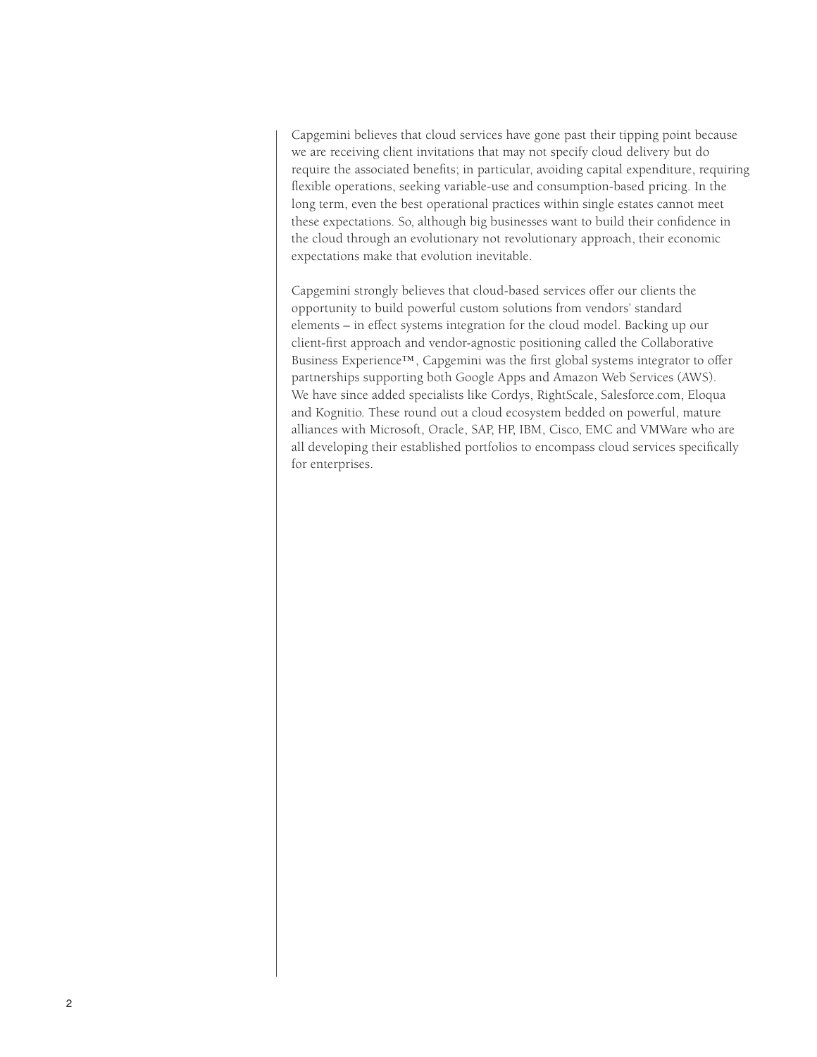Capgemini believes that cloud services have gone past their tipping point because we are receiving client invitations that may not specify cloud delivery but do require the associated benefits; in particular, avoiding capital expenditure, requiring flexible operations, seeking variable-use and consumption-based pricing. In the long term, even the best operational practices within single estates cannot meet these expectations. So, although big businesses want to build their confidence in the cloud through an evolutionary not revolutionary approach, their economic expectations make that evolution inevitable.

Capgemini strongly believes that cloud-based services offer our clients the opportunity to build powerful custom solutions from vendors' standard elements – in effect systems integration for the cloud model. Backing up our client-first approach and vendor-agnostic positioning called the Collaborative Business Experience™, Capgemini was the first global systems integrator to offer partnerships supporting both Google Apps and Amazon Web Services (AWS). We have since added specialists like Cordys, RightScale, Salesforce.com, Eloqua and Kognitio. These round out a cloud ecosystem bedded on powerful, mature alliances with Microsoft, Oracle, SAP, HP, IBM, Cisco, EMC and VMWare who are all developing their established portfolios to encompass cloud services specifically for enterprises.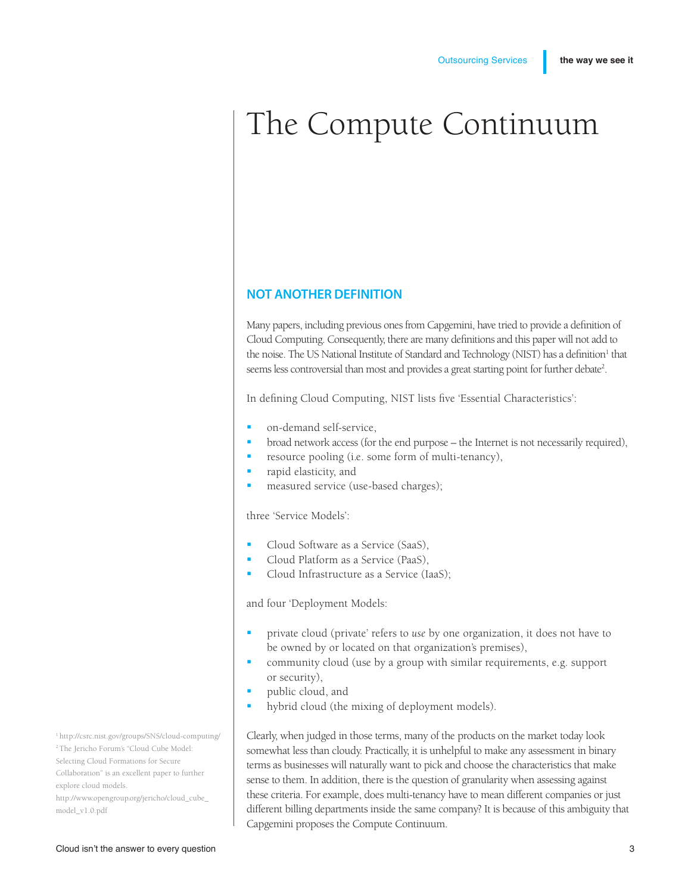# The Compute Continuum

## NOT ANOTHER DEFINITION

Many papers, including previous ones from Capgemini, have tried to provide a definition of Cloud Computing. Consequently, there are many definitions and this paper will not add to the noise. The US National Institute of Standard and Technology (NIST) has a definition[1] that seems less controversial than most and provides a great starting point for further debate[2].

In defining Cloud Computing, NIST lists five 'Essential Characteristics':

- on-demand self-service,
- broad network access (for the end purpose – the Internet is not necessarily required),
- resource pooling (i.e. some form of multi-tenancy),
- rapid elasticity, and
- measured service (use-based charges);

three 'Service Models':

- Cloud Software as a Service (SaaS),
- Cloud Platform as a Service (PaaS),
- Cloud Infrastructure as a Service (IaaS);

and four 'Deployment Models:

- private cloud (private' refers to *use* by one organization, it does not have to be owned by or located on that organization's premises),
- community cloud (use by a group with similar requirements, e.g. support or security),
- public cloud, and
- hybrid cloud (the mixing of deployment models).

Clearly, when judged in those terms, many of the products on the market today look somewhat less than cloudy. Practically, it is unhelpful to make any assessment in binary terms as businesses will naturally want to pick and choose the characteristics that make sense to them. In addition, there is the question of granularity when assessing against these criteria. For example, does multi-tenancy have to mean different companies or just different billing departments inside the same company? It is because of this ambiguity that Capgemini proposes the Compute Continuum.

[1] http://csrc.nist.gov/groups/SNS/cloud-computing/

[2] The Jericho Forum's "Cloud Cube Model: Selecting Cloud Formations for Secure Collaboration" is an excellent paper to further explore cloud models. http://www.opengroup.org/jericho/cloud_cube_model_v1.0.pdf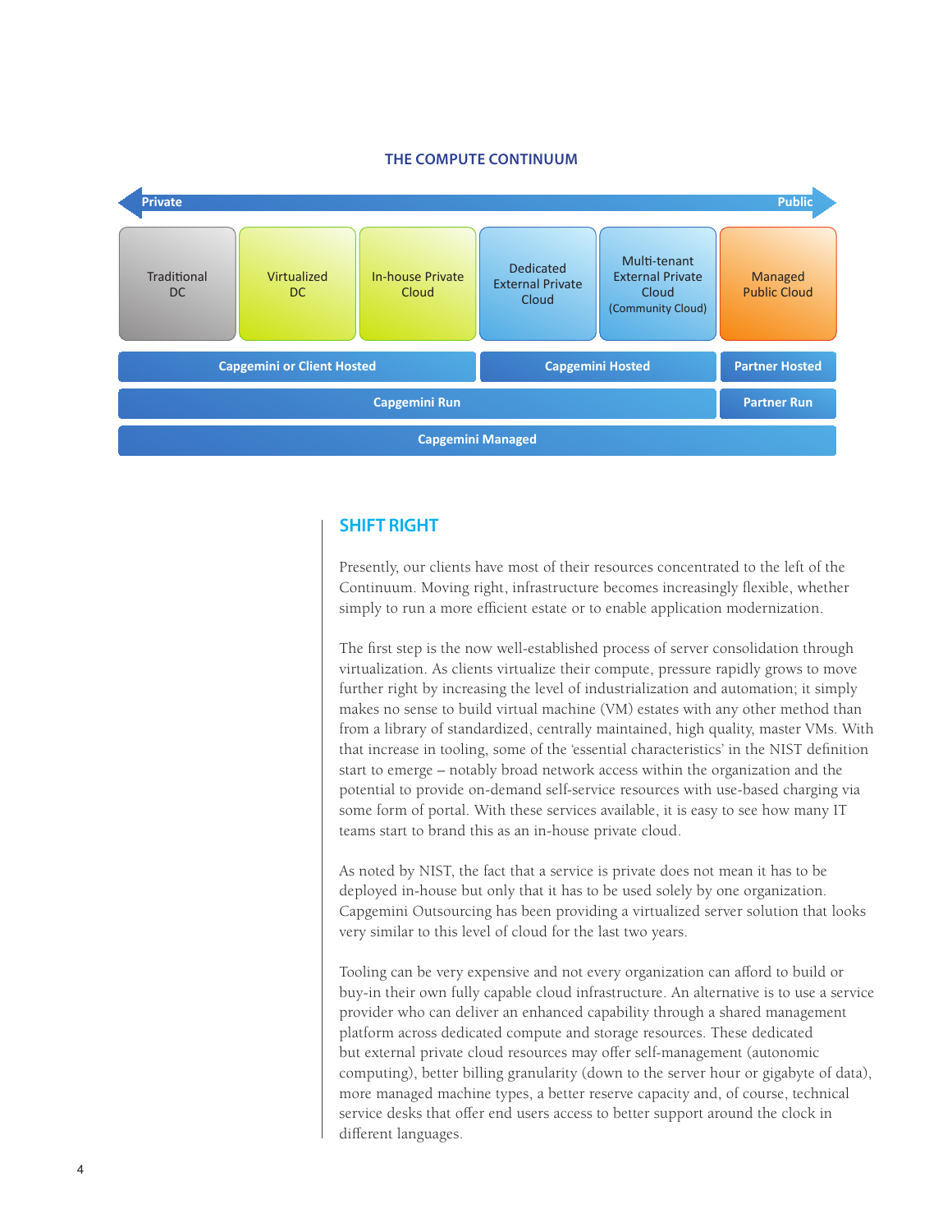## THE COMPUTE CONTINUUM

| Private ← | | | | | → Public |
|---|---|---|---|---|---|
| Traditional DC | Virtualized DC | In-house Private Cloud | Dedicated External Private Cloud | Multi-tenant External Private Cloud (Community Cloud) | Managed Public Cloud |
| Capgemini or Client Hosted | | | Capgemini Hosted | | Partner Hosted |
| Capgemini Run | | | | | Partner Run |
| Capgemini Managed | | | | | |

## SHIFT RIGHT

Presently, our clients have most of their resources concentrated to the left of the Continuum. Moving right, infrastructure becomes increasingly flexible, whether simply to run a more efficient estate or to enable application modernization.

The first step is the now well-established process of server consolidation through virtualization. As clients virtualize their compute, pressure rapidly grows to move further right by increasing the level of industrialization and automation; it simply makes no sense to build virtual machine (VM) estates with any other method than from a library of standardized, centrally maintained, high quality, master VMs. With that increase in tooling, some of the 'essential characteristics' in the NIST definition start to emerge – notably broad network access within the organization and the potential to provide on-demand self-service resources with use-based charging via some form of portal. With these services available, it is easy to see how many IT teams start to brand this as an in-house private cloud.

As noted by NIST, the fact that a service is private does not mean it has to be deployed in-house but only that it has to be used solely by one organization. Capgemini Outsourcing has been providing a virtualized server solution that looks very similar to this level of cloud for the last two years.

Tooling can be very expensive and not every organization can afford to build or buy-in their own fully capable cloud infrastructure. An alternative is to use a service provider who can deliver an enhanced capability through a shared management platform across dedicated compute and storage resources. These dedicated but external private cloud resources may offer self-management (autonomic computing), better billing granularity (down to the server hour or gigabyte of data), more managed machine types, a better reserve capacity and, of course, technical service desks that offer end users access to better support around the clock in different languages.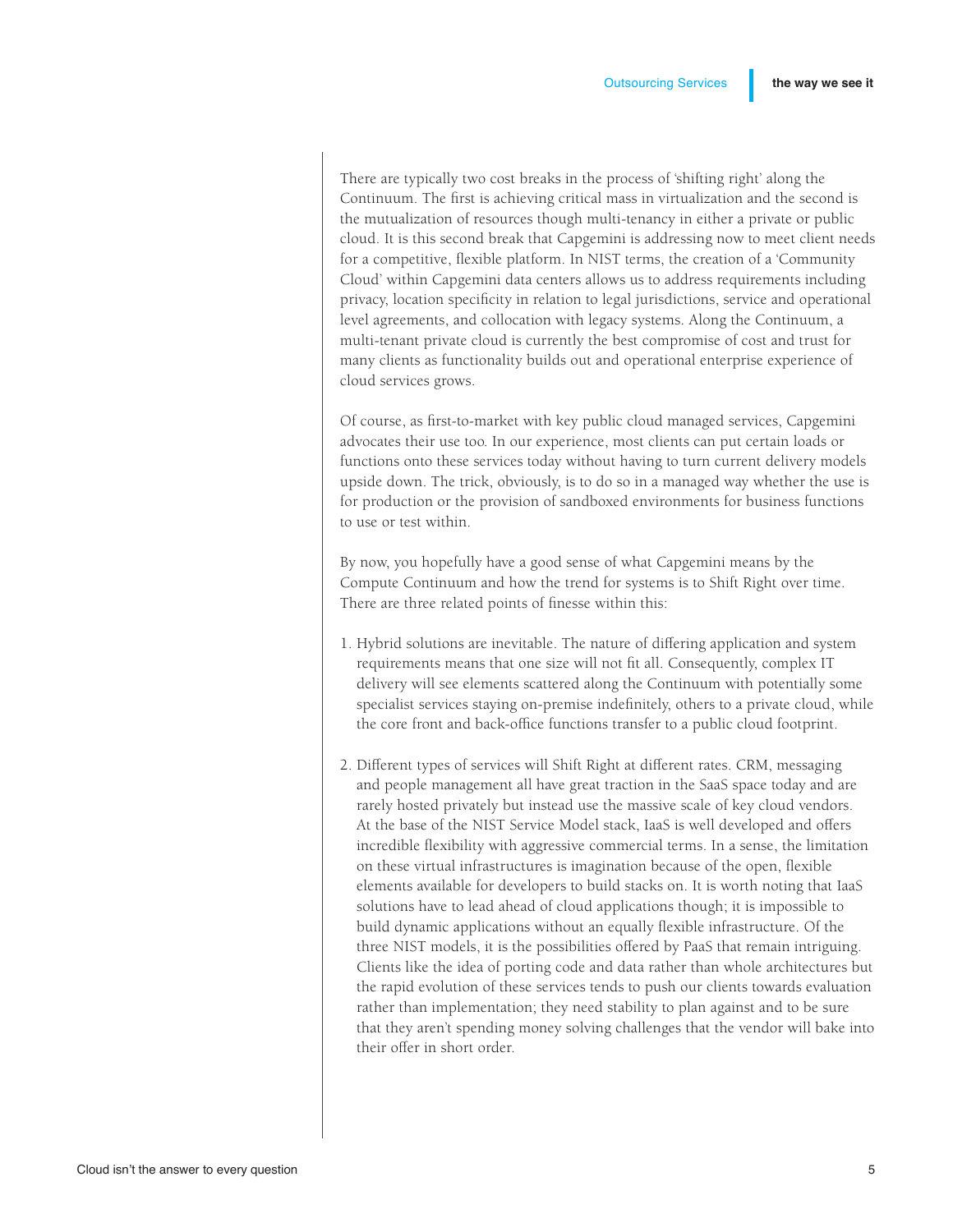There are typically two cost breaks in the process of 'shifting right' along the Continuum. The first is achieving critical mass in virtualization and the second is the mutualization of resources though multi-tenancy in either a private or public cloud. It is this second break that Capgemini is addressing now to meet client needs for a competitive, flexible platform. In NIST terms, the creation of a 'Community Cloud' within Capgemini data centers allows us to address requirements including privacy, location specificity in relation to legal jurisdictions, service and operational level agreements, and collocation with legacy systems. Along the Continuum, a multi-tenant private cloud is currently the best compromise of cost and trust for many clients as functionality builds out and operational enterprise experience of cloud services grows.

Of course, as first-to-market with key public cloud managed services, Capgemini advocates their use too. In our experience, most clients can put certain loads or functions onto these services today without having to turn current delivery models upside down. The trick, obviously, is to do so in a managed way whether the use is for production or the provision of sandboxed environments for business functions to use or test within.

By now, you hopefully have a good sense of what Capgemini means by the Compute Continuum and how the trend for systems is to Shift Right over time. There are three related points of finesse within this:

1. Hybrid solutions are inevitable. The nature of differing application and system requirements means that one size will not fit all. Consequently, complex IT delivery will see elements scattered along the Continuum with potentially some specialist services staying on-premise indefinitely, others to a private cloud, while the core front and back-office functions transfer to a public cloud footprint.

2. Different types of services will Shift Right at different rates. CRM, messaging and people management all have great traction in the SaaS space today and are rarely hosted privately but instead use the massive scale of key cloud vendors. At the base of the NIST Service Model stack, IaaS is well developed and offers incredible flexibility with aggressive commercial terms. In a sense, the limitation on these virtual infrastructures is imagination because of the open, flexible elements available for developers to build stacks on. It is worth noting that IaaS solutions have to lead ahead of cloud applications though; it is impossible to build dynamic applications without an equally flexible infrastructure. Of the three NIST models, it is the possibilities offered by PaaS that remain intriguing. Clients like the idea of porting code and data rather than whole architectures but the rapid evolution of these services tends to push our clients towards evaluation rather than implementation; they need stability to plan against and to be sure that they aren't spending money solving challenges that the vendor will bake into their offer in short order.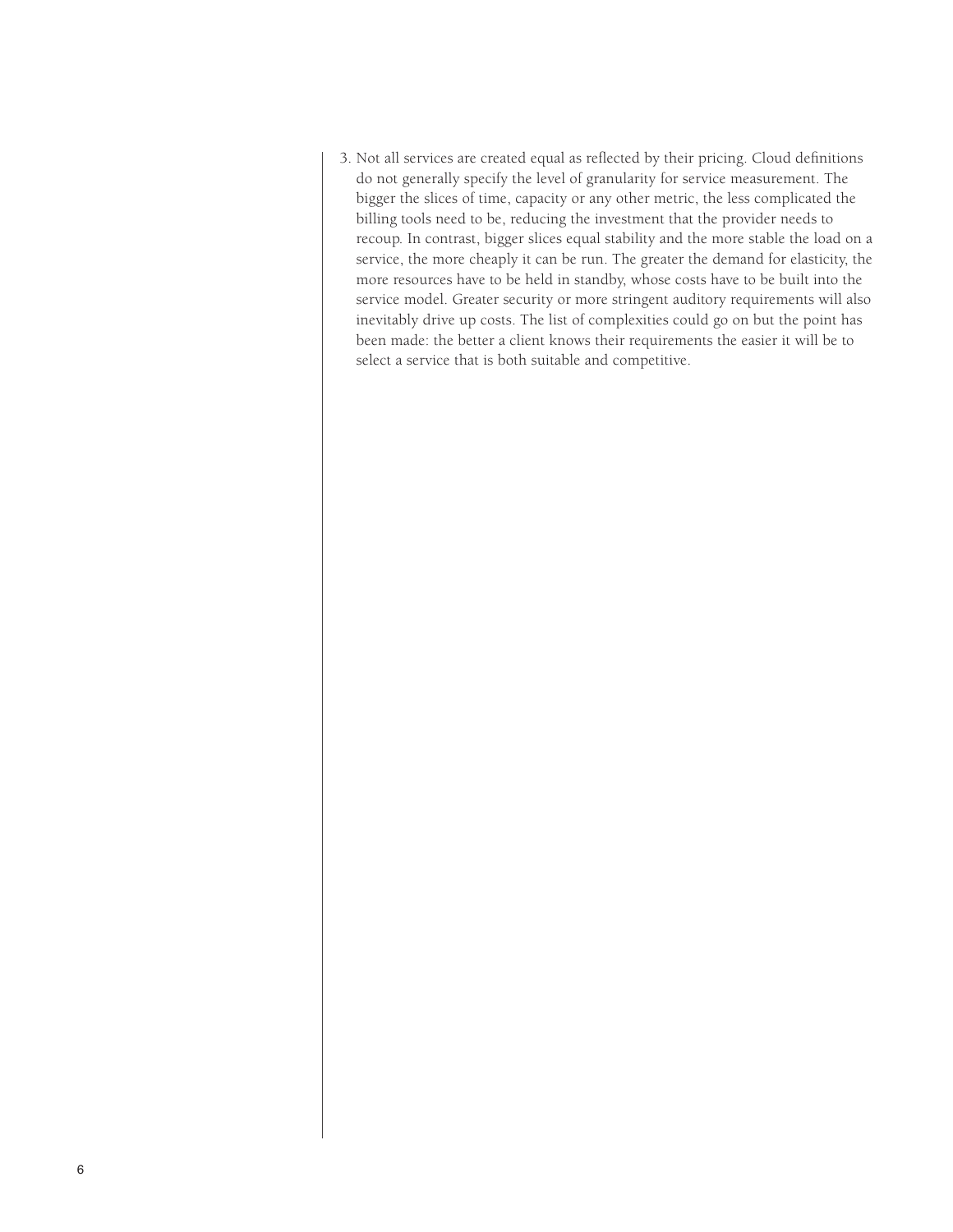3. Not all services are created equal as reflected by their pricing. Cloud definitions do not generally specify the level of granularity for service measurement. The bigger the slices of time, capacity or any other metric, the less complicated the billing tools need to be, reducing the investment that the provider needs to recoup. In contrast, bigger slices equal stability and the more stable the load on a service, the more cheaply it can be run. The greater the demand for elasticity, the more resources have to be held in standby, whose costs have to be built into the service model. Greater security or more stringent auditory requirements will also inevitably drive up costs. The list of complexities could go on but the point has been made: the better a client knows their requirements the easier it will be to select a service that is both suitable and competitive.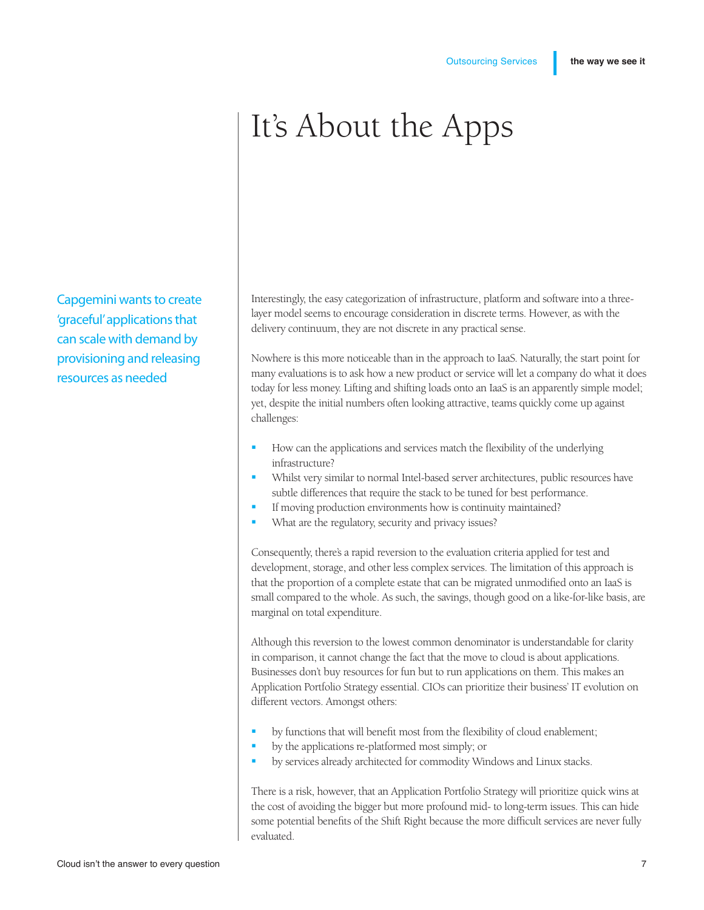# It's About the Apps

Capgemini wants to create 'graceful' applications that can scale with demand by provisioning and releasing resources as needed

Interestingly, the easy categorization of infrastructure, platform and software into a three-layer model seems to encourage consideration in discrete terms. However, as with the delivery continuum, they are not discrete in any practical sense.

Nowhere is this more noticeable than in the approach to IaaS. Naturally, the start point for many evaluations is to ask how a new product or service will let a company do what it does today for less money. Lifting and shifting loads onto an IaaS is an apparently simple model; yet, despite the initial numbers often looking attractive, teams quickly come up against challenges:

- How can the applications and services match the flexibility of the underlying infrastructure?
- Whilst very similar to normal Intel-based server architectures, public resources have subtle differences that require the stack to be tuned for best performance.
- If moving production environments how is continuity maintained?
- What are the regulatory, security and privacy issues?

Consequently, there's a rapid reversion to the evaluation criteria applied for test and development, storage, and other less complex services. The limitation of this approach is that the proportion of a complete estate that can be migrated unmodified onto an IaaS is small compared to the whole. As such, the savings, though good on a like-for-like basis, are marginal on total expenditure.

Although this reversion to the lowest common denominator is understandable for clarity in comparison, it cannot change the fact that the move to cloud is about applications. Businesses don't buy resources for fun but to run applications on them. This makes an Application Portfolio Strategy essential. CIOs can prioritize their business' IT evolution on different vectors. Amongst others:

- by functions that will benefit most from the flexibility of cloud enablement;
- by the applications re-platformed most simply; or
- by services already architected for commodity Windows and Linux stacks.

There is a risk, however, that an Application Portfolio Strategy will prioritize quick wins at the cost of avoiding the bigger but more profound mid- to long-term issues. This can hide some potential benefits of the Shift Right because the more difficult services are never fully evaluated.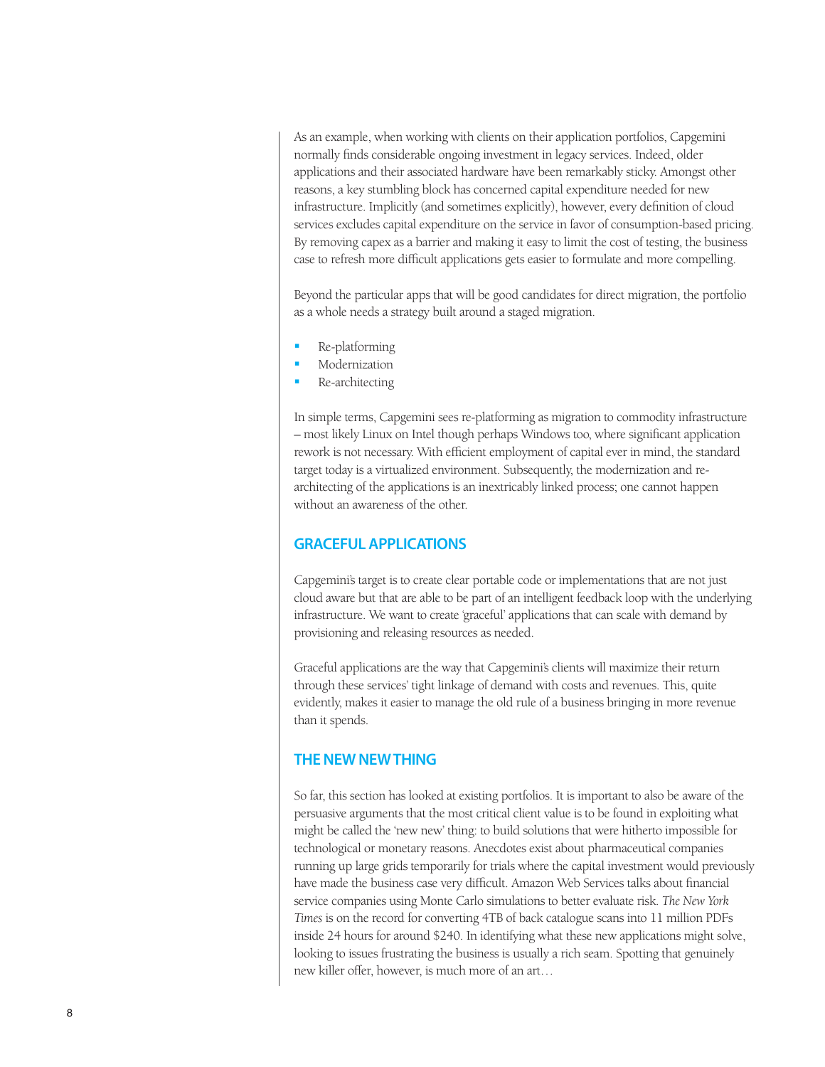As an example, when working with clients on their application portfolios, Capgemini normally finds considerable ongoing investment in legacy services. Indeed, older applications and their associated hardware have been remarkably sticky. Amongst other reasons, a key stumbling block has concerned capital expenditure needed for new infrastructure. Implicitly (and sometimes explicitly), however, every definition of cloud services excludes capital expenditure on the service in favor of consumption-based pricing. By removing capex as a barrier and making it easy to limit the cost of testing, the business case to refresh more difficult applications gets easier to formulate and more compelling.

Beyond the particular apps that will be good candidates for direct migration, the portfolio as a whole needs a strategy built around a staged migration.

- Re-platforming
- Modernization
- Re-architecting

In simple terms, Capgemini sees re-platforming as migration to commodity infrastructure – most likely Linux on Intel though perhaps Windows too, where significant application rework is not necessary. With efficient employment of capital ever in mind, the standard target today is a virtualized environment. Subsequently, the modernization and re-architecting of the applications is an inextricably linked process; one cannot happen without an awareness of the other.

## GRACEFUL APPLICATIONS

Capgemini's target is to create clear portable code or implementations that are not just cloud aware but that are able to be part of an intelligent feedback loop with the underlying infrastructure. We want to create 'graceful' applications that can scale with demand by provisioning and releasing resources as needed.

Graceful applications are the way that Capgemini's clients will maximize their return through these services' tight linkage of demand with costs and revenues. This, quite evidently, makes it easier to manage the old rule of a business bringing in more revenue than it spends.

## THE NEW NEW THING

So far, this section has looked at existing portfolios. It is important to also be aware of the persuasive arguments that the most critical client value is to be found in exploiting what might be called the 'new new' thing: to build solutions that were hitherto impossible for technological or monetary reasons. Anecdotes exist about pharmaceutical companies running up large grids temporarily for trials where the capital investment would previously have made the business case very difficult. Amazon Web Services talks about financial service companies using Monte Carlo simulations to better evaluate risk. *The New York Times* is on the record for converting 4TB of back catalogue scans into 11 million PDFs inside 24 hours for around $240. In identifying what these new applications might solve, looking to issues frustrating the business is usually a rich seam. Spotting that genuinely new killer offer, however, is much more of an art…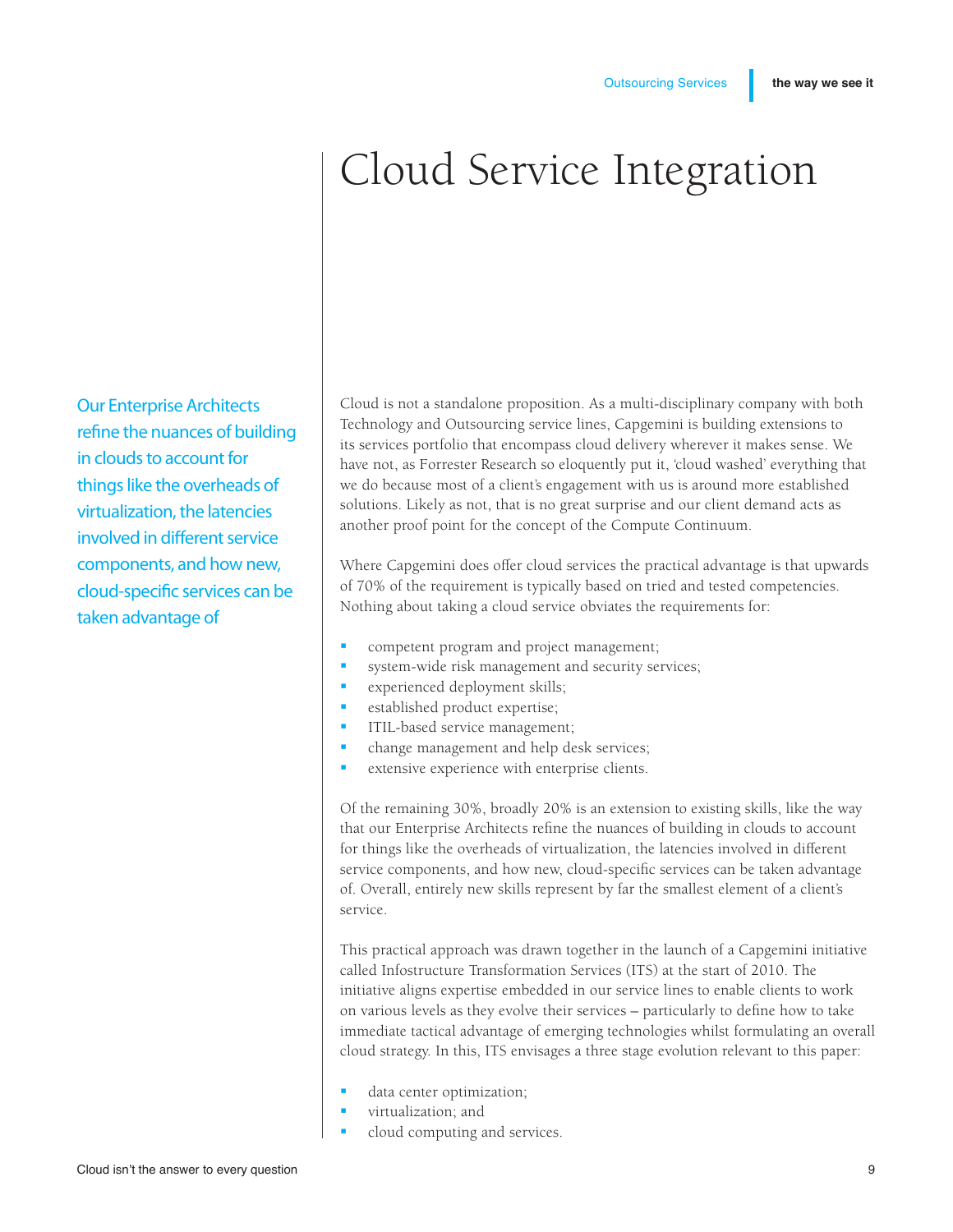# Cloud Service Integration

Our Enterprise Architects refine the nuances of building in clouds to account for things like the overheads of virtualization, the latencies involved in different service components, and how new, cloud-specific services can be taken advantage of

Cloud is not a standalone proposition. As a multi-disciplinary company with both Technology and Outsourcing service lines, Capgemini is building extensions to its services portfolio that encompass cloud delivery wherever it makes sense. We have not, as Forrester Research so eloquently put it, 'cloud washed' everything that we do because most of a client's engagement with us is around more established solutions. Likely as not, that is no great surprise and our client demand acts as another proof point for the concept of the Compute Continuum.

Where Capgemini does offer cloud services the practical advantage is that upwards of 70% of the requirement is typically based on tried and tested competencies. Nothing about taking a cloud service obviates the requirements for:

- competent program and project management;
- system-wide risk management and security services;
- experienced deployment skills;
- established product expertise;
- ITIL-based service management;
- change management and help desk services;
- extensive experience with enterprise clients.

Of the remaining 30%, broadly 20% is an extension to existing skills, like the way that our Enterprise Architects refine the nuances of building in clouds to account for things like the overheads of virtualization, the latencies involved in different service components, and how new, cloud-specific services can be taken advantage of. Overall, entirely new skills represent by far the smallest element of a client's service.

This practical approach was drawn together in the launch of a Capgemini initiative called Infostructure Transformation Services (ITS) at the start of 2010. The initiative aligns expertise embedded in our service lines to enable clients to work on various levels as they evolve their services – particularly to define how to take immediate tactical advantage of emerging technologies whilst formulating an overall cloud strategy. In this, ITS envisages a three stage evolution relevant to this paper:

- data center optimization;
- virtualization; and
- cloud computing and services.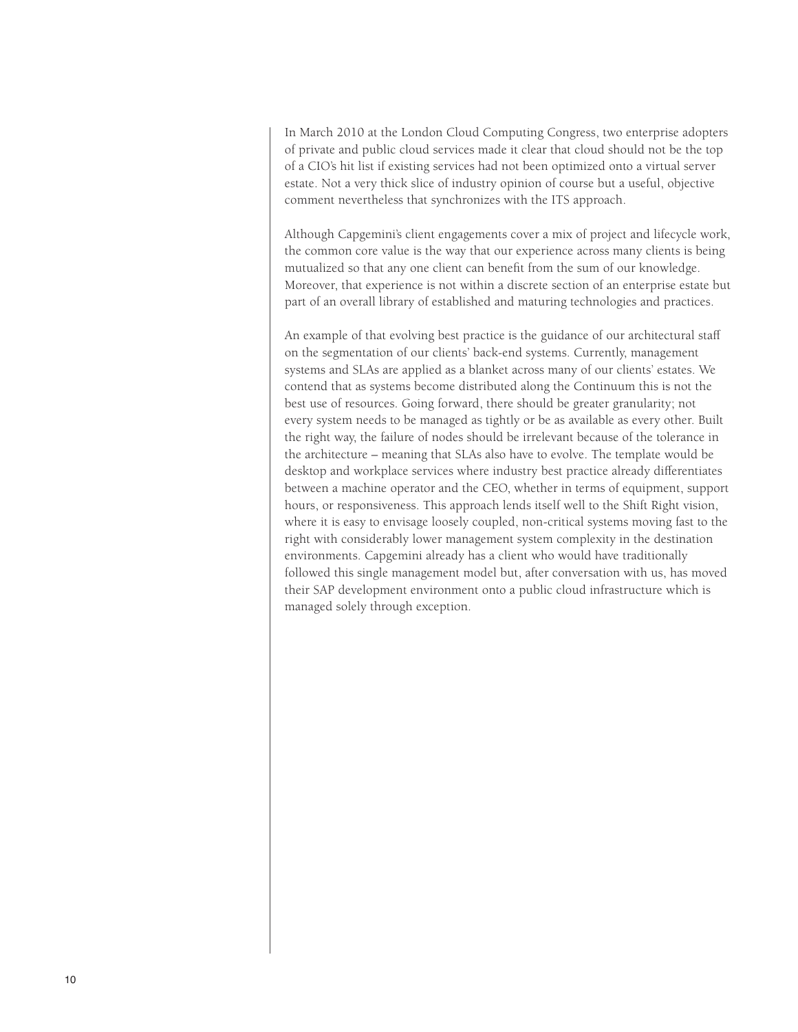In March 2010 at the London Cloud Computing Congress, two enterprise adopters of private and public cloud services made it clear that cloud should not be the top of a CIO's hit list if existing services had not been optimized onto a virtual server estate. Not a very thick slice of industry opinion of course but a useful, objective comment nevertheless that synchronizes with the ITS approach.

Although Capgemini's client engagements cover a mix of project and lifecycle work, the common core value is the way that our experience across many clients is being mutualized so that any one client can benefit from the sum of our knowledge. Moreover, that experience is not within a discrete section of an enterprise estate but part of an overall library of established and maturing technologies and practices.

An example of that evolving best practice is the guidance of our architectural staff on the segmentation of our clients' back-end systems. Currently, management systems and SLAs are applied as a blanket across many of our clients' estates. We contend that as systems become distributed along the Continuum this is not the best use of resources. Going forward, there should be greater granularity; not every system needs to be managed as tightly or be as available as every other. Built the right way, the failure of nodes should be irrelevant because of the tolerance in the architecture – meaning that SLAs also have to evolve. The template would be desktop and workplace services where industry best practice already differentiates between a machine operator and the CEO, whether in terms of equipment, support hours, or responsiveness. This approach lends itself well to the Shift Right vision, where it is easy to envisage loosely coupled, non-critical systems moving fast to the right with considerably lower management system complexity in the destination environments. Capgemini already has a client who would have traditionally followed this single management model but, after conversation with us, has moved their SAP development environment onto a public cloud infrastructure which is managed solely through exception.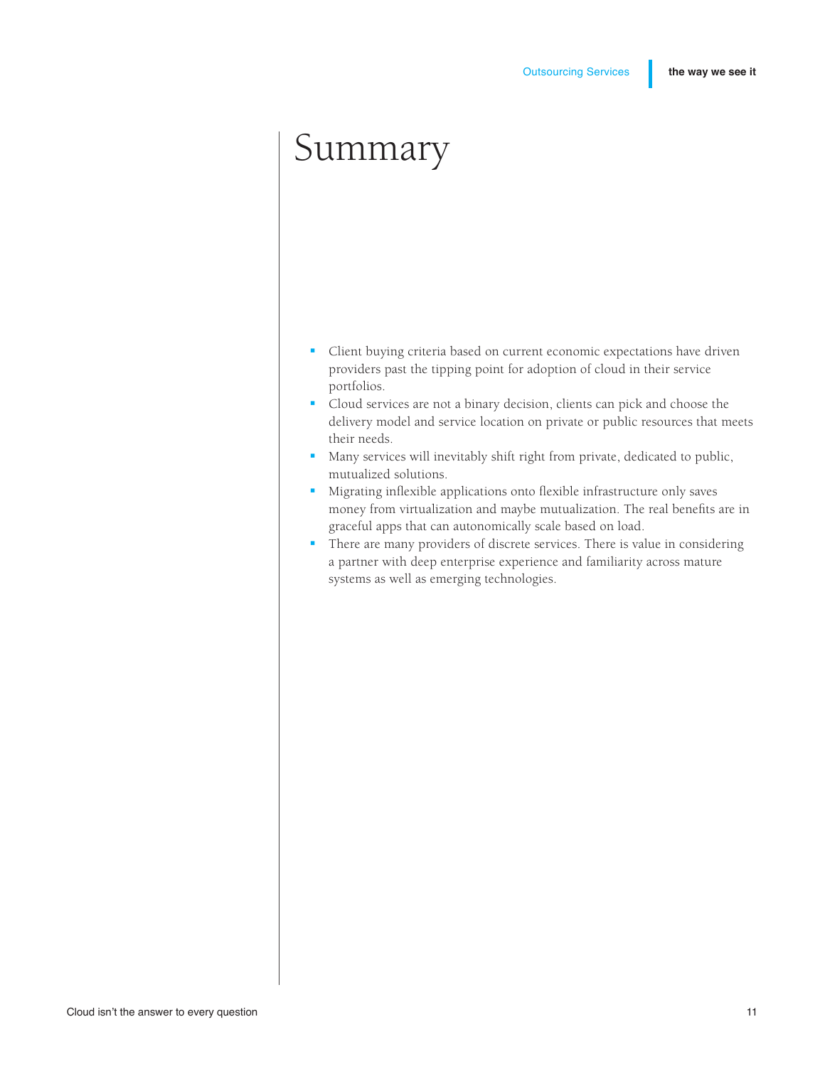# Summary

- Client buying criteria based on current economic expectations have driven providers past the tipping point for adoption of cloud in their service portfolios.
- Cloud services are not a binary decision, clients can pick and choose the delivery model and service location on private or public resources that meets their needs.
- Many services will inevitably shift right from private, dedicated to public, mutualized solutions.
- Migrating inflexible applications onto flexible infrastructure only saves money from virtualization and maybe mutualization. The real benefits are in graceful apps that can autonomically scale based on load.
- There are many providers of discrete services. There is value in considering a partner with deep enterprise experience and familiarity across mature systems as well as emerging technologies.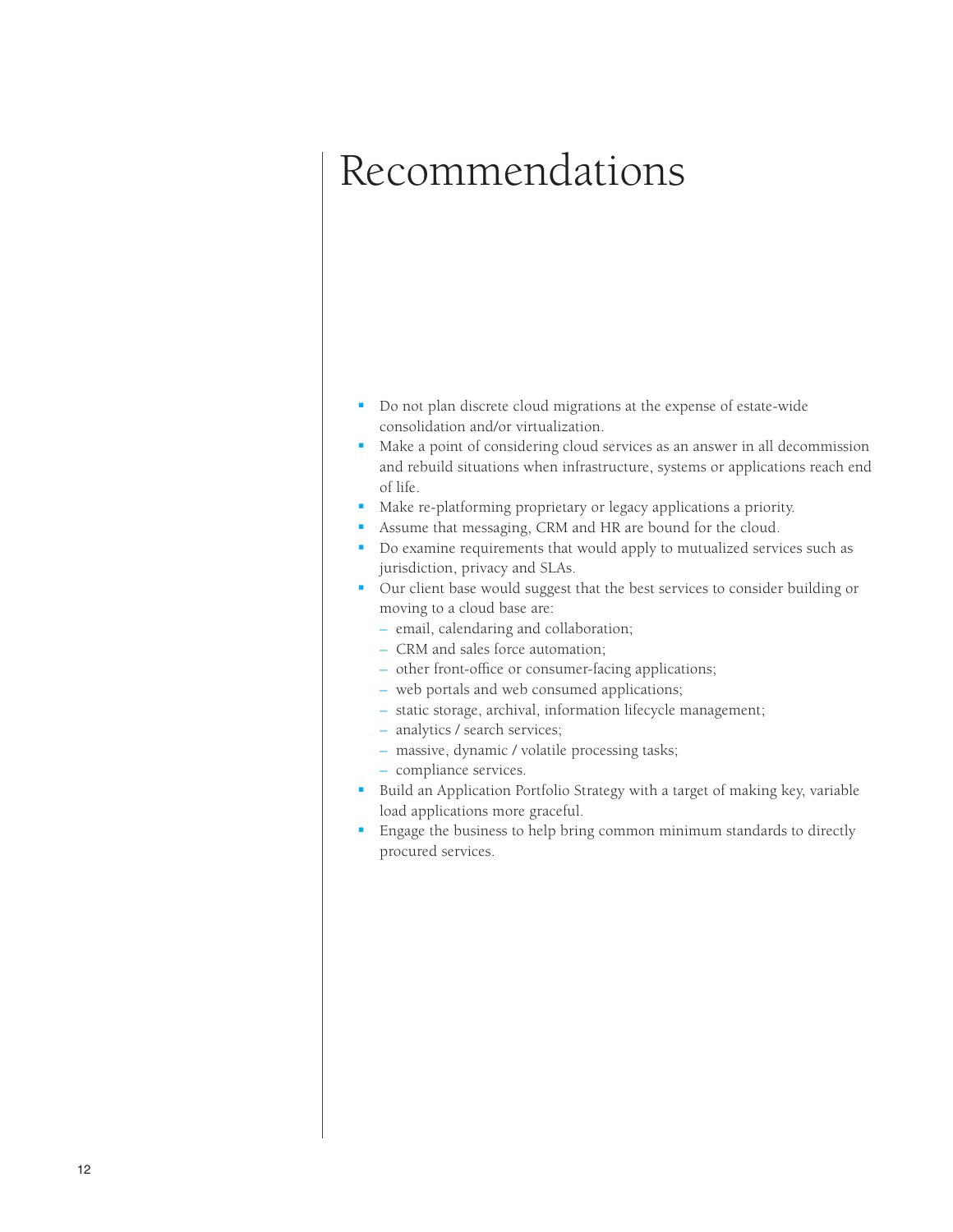# Recommendations

- Do not plan discrete cloud migrations at the expense of estate-wide consolidation and/or virtualization.
- Make a point of considering cloud services as an answer in all decommission and rebuild situations when infrastructure, systems or applications reach end of life.
- Make re-platforming proprietary or legacy applications a priority.
- Assume that messaging, CRM and HR are bound for the cloud.
- Do examine requirements that would apply to mutualized services such as jurisdiction, privacy and SLAs.
- Our client base would suggest that the best services to consider building or moving to a cloud base are:
  - email, calendaring and collaboration;
  - CRM and sales force automation;
  - other front-office or consumer-facing applications;
  - web portals and web consumed applications;
  - static storage, archival, information lifecycle management;
  - analytics / search services;
  - massive, dynamic / volatile processing tasks;
  - compliance services.
- Build an Application Portfolio Strategy with a target of making key, variable load applications more graceful.
- Engage the business to help bring common minimum standards to directly procured services.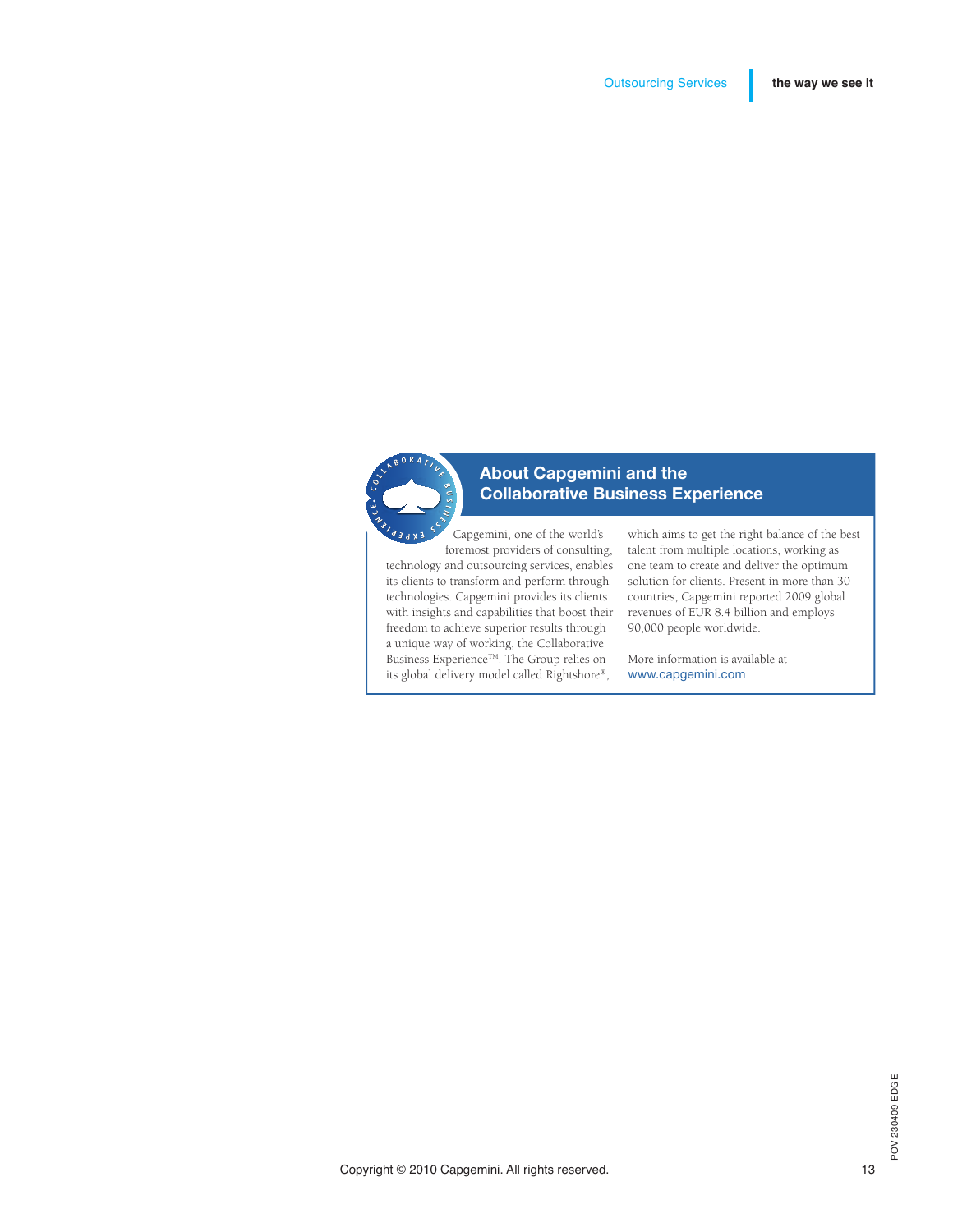## About Capgemini and the Collaborative Business Experience

Capgemini, one of the world's foremost providers of consulting, technology and outsourcing services, enables its clients to transform and perform through technologies. Capgemini provides its clients with insights and capabilities that boost their freedom to achieve superior results through a unique way of working, the Collaborative Business Experience™. The Group relies on its global delivery model called Rightshore®, which aims to get the right balance of the best talent from multiple locations, working as one team to create and deliver the optimum solution for clients. Present in more than 30 countries, Capgemini reported 2009 global revenues of EUR 8.4 billion and employs 90,000 people worldwide.

More information is available at www.capgemini.com

Copyright © 2010 Capgemini. All rights reserved.

POV 230409 EDGE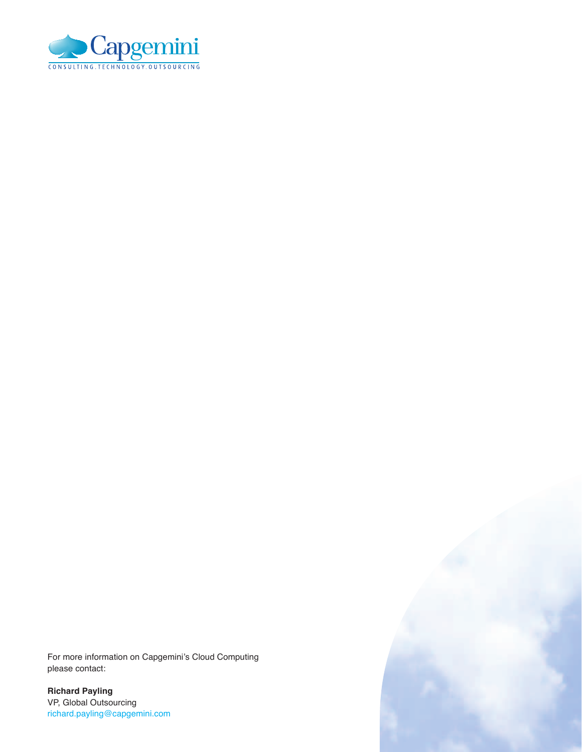Capgemini

CONSULTING.TECHNOLOGY.OUTSOURCING

For more information on Capgemini's Cloud Computing please contact:

**Richard Payling**
VP, Global Outsourcing
richard.payling@capgemini.com